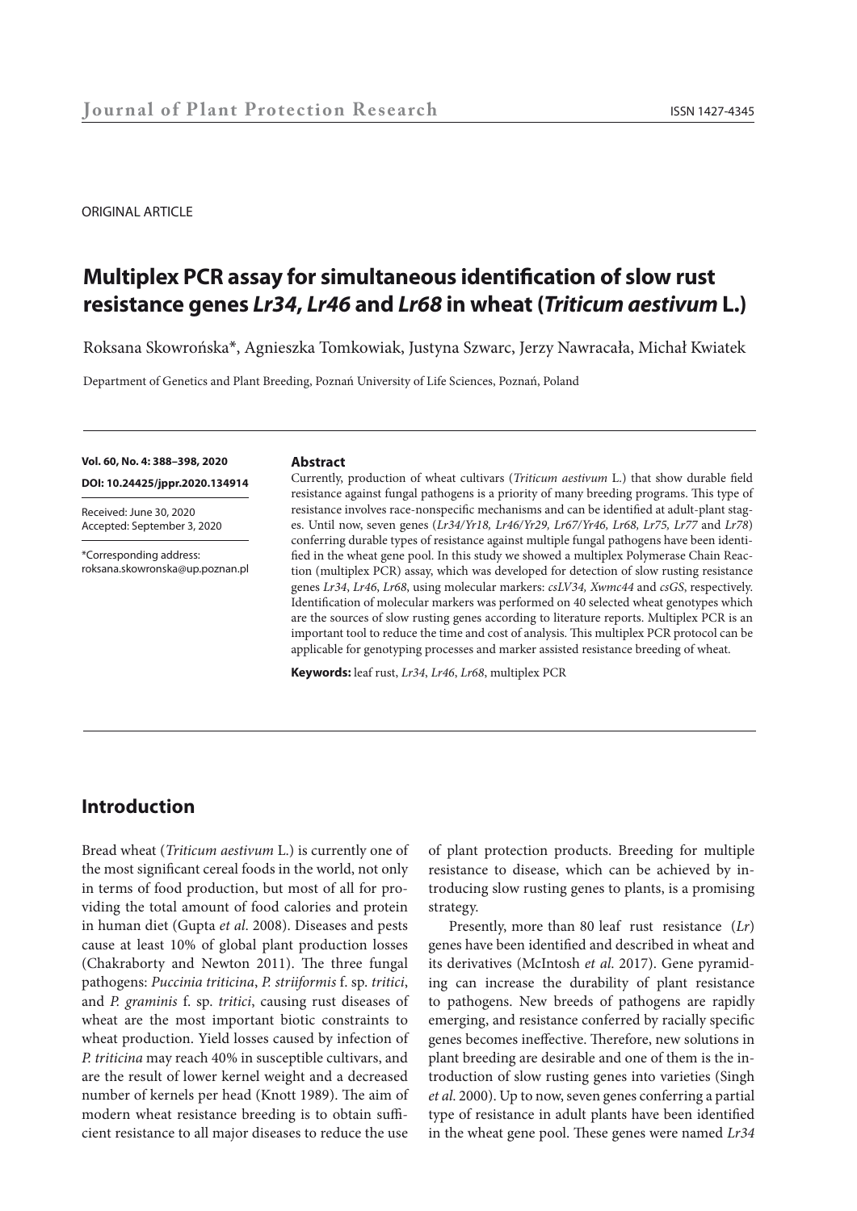ORIGINAL ARTICLE

# Multiplex PCR assay for simultaneous identification of slow rust resistance genes *Lr34*, *Lr46* and *Lr68* in wheat (*Triticum aestivum* L.)

Roksana Skowrońska*, Agnieszka Tomkowiak, Justyna Szwarc, Jerzy Nawracała, Michał Kwiatek

Department of Genetics and Plant Breeding, Poznań University of Life Sciences, Poznań, Poland

**Vol. 60, No. 4: 388–398, 2020**

**DOI: 10.24425/jppr.2020.134914**

Received: June 30, 2020
Accepted: September 3, 2020

*Corresponding address:
roksana.skowronska@up.poznan.pl

## Abstract

Currently, production of wheat cultivars (*Triticum aestivum* L.) that show durable field resistance against fungal pathogens is a priority of many breeding programs. This type of resistance involves race-nonspecific mechanisms and can be identified at adult-plant stages. Until now, seven genes (*Lr34/Yr18, Lr46/Yr29, Lr67/Yr46, Lr68, Lr75, Lr77* and *Lr78*) conferring durable types of resistance against multiple fungal pathogens have been identified in the wheat gene pool. In this study we showed a multiplex Polymerase Chain Reaction (multiplex PCR) assay, which was developed for detection of slow rusting resistance genes *Lr34*, *Lr46*, *Lr68*, using molecular markers: *csLV34, Xwmc44* and *csGS*, respectively. Identification of molecular markers was performed on 40 selected wheat genotypes which are the sources of slow rusting genes according to literature reports. Multiplex PCR is an important tool to reduce the time and cost of analysis. This multiplex PCR protocol can be applicable for genotyping processes and marker assisted resistance breeding of wheat.

**Keywords:** leaf rust, *Lr34*, *Lr46*, *Lr68*, multiplex PCR

## Introduction

Bread wheat (*Triticum aestivum* L.) is currently one of the most significant cereal foods in the world, not only in terms of food production, but most of all for providing the total amount of food calories and protein in human diet (Gupta *et al*. 2008). Diseases and pests cause at least 10% of global plant production losses (Chakraborty and Newton 2011). The three fungal pathogens: *Puccinia triticina*, *P. striiformis* f. sp. *tritici*, and *P. graminis* f. sp. *tritici*, causing rust diseases of wheat are the most important biotic constraints to wheat production. Yield losses caused by infection of *P. triticina* may reach 40% in susceptible cultivars, and are the result of lower kernel weight and a decreased number of kernels per head (Knott 1989). The aim of modern wheat resistance breeding is to obtain sufficient resistance to all major diseases to reduce the use of plant protection products. Breeding for multiple resistance to disease, which can be achieved by introducing slow rusting genes to plants, is a promising strategy.

Presently, more than 80 leaf rust resistance (*Lr*) genes have been identified and described in wheat and its derivatives (McIntosh *et al*. 2017). Gene pyramiding can increase the durability of plant resistance to pathogens. New breeds of pathogens are rapidly emerging, and resistance conferred by racially specific genes becomes ineffective. Therefore, new solutions in plant breeding are desirable and one of them is the introduction of slow rusting genes into varieties (Singh *et al*. 2000). Up to now, seven genes conferring a partial type of resistance in adult plants have been identified in the wheat gene pool. These genes were named *Lr34*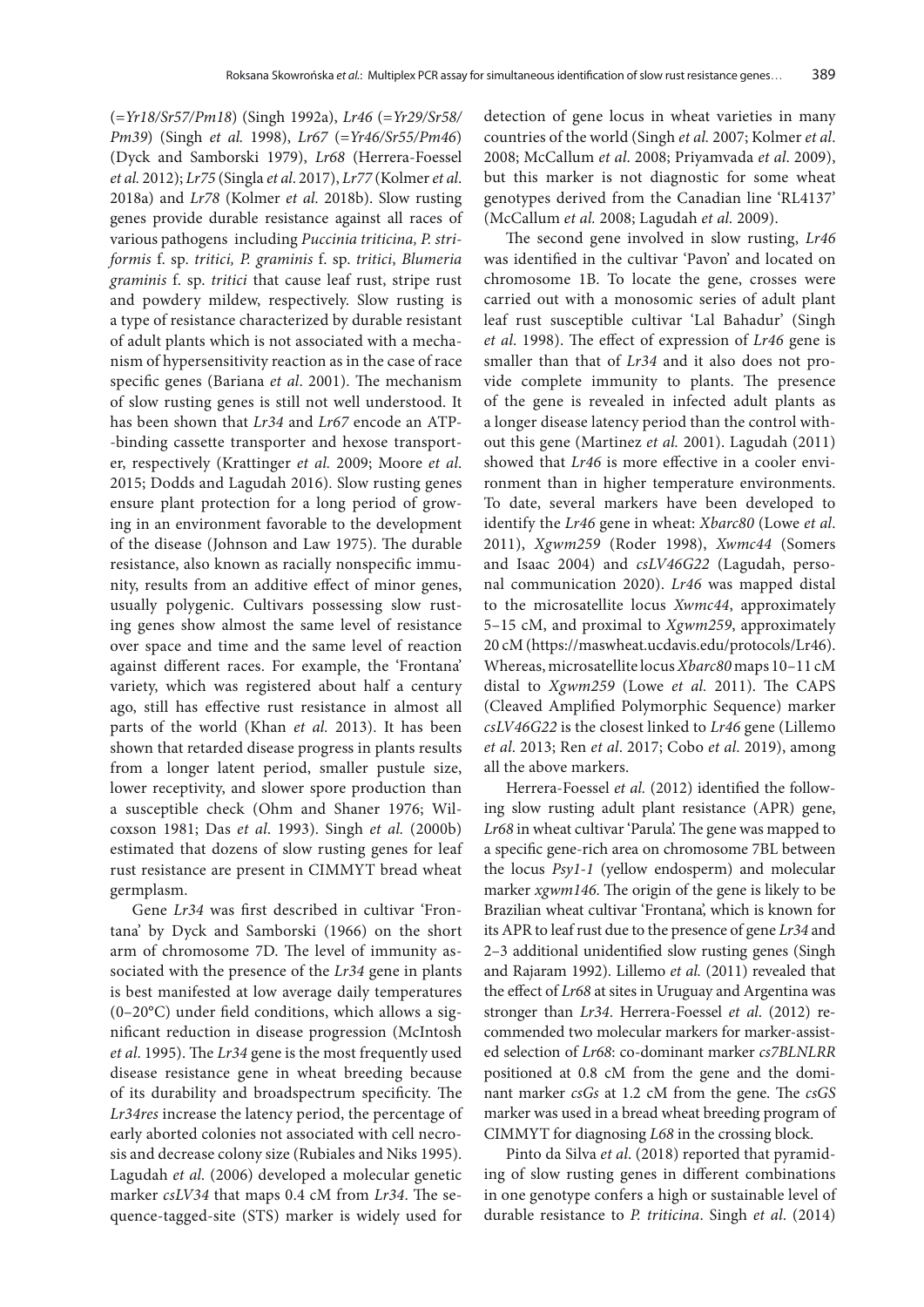(=*Yr18*/*Sr57*/*Pm18*) (Singh 1992a), *Lr46* (=*Yr29*/*Sr58*/*Pm39*) (Singh *et al.* 1998), *Lr67* (=*Yr46*/*Sr55*/*Pm46*) (Dyck and Samborski 1979), *Lr68* (Herrera-Foessel *et al.* 2012); *Lr75* (Singla *et al.* 2017), *Lr77* (Kolmer *et al.* 2018a) and *Lr78* (Kolmer *et al.* 2018b). Slow rusting genes provide durable resistance against all races of various pathogens including *Puccinia triticina*, *P. striformis* f. sp. *tritici, P. graminis* f. sp. *tritici*, *Blumeria graminis* f. sp. *tritici* that cause leaf rust, stripe rust and powdery mildew, respectively. Slow rusting is a type of resistance characterized by durable resistant of adult plants which is not associated with a mechanism of hypersensitivity reaction as in the case of race specific genes (Bariana *et al*. 2001). The mechanism of slow rusting genes is still not well understood. It has been shown that *Lr34* and *Lr67* encode an ATP--binding cassette transporter and hexose transporter, respectively (Krattinger *et al.* 2009; Moore *et al.* 2015; Dodds and Lagudah 2016). Slow rusting genes ensure plant protection for a long period of growing in an environment favorable to the development of the disease (Johnson and Law 1975). The durable resistance, also known as racially nonspecific immunity, results from an additive effect of minor genes, usually polygenic. Cultivars possessing slow rusting genes show almost the same level of resistance over space and time and the same level of reaction against different races. For example, the 'Frontana' variety, which was registered about half a century ago, still has effective rust resistance in almost all parts of the world (Khan *et al.* 2013). It has been shown that retarded disease progress in plants results from a longer latent period, smaller pustule size, lower receptivity, and slower spore production than a susceptible check (Ohm and Shaner 1976; Wilcoxson 1981; Das *et al*. 1993). Singh *et al.* (2000b) estimated that dozens of slow rusting genes for leaf rust resistance are present in CIMMYT bread wheat germplasm.

Gene *Lr34* was first described in cultivar 'Frontana' by Dyck and Samborski (1966) on the short arm of chromosome 7D. The level of immunity associated with the presence of the *Lr34* gene in plants is best manifested at low average daily temperatures (0–20°C) under field conditions, which allows a significant reduction in disease progression (McIntosh *et al*. 1995). The *Lr34* gene is the most frequently used disease resistance gene in wheat breeding because of its durability and broadspectrum specificity. The *Lr34res* increase the latency period, the percentage of early aborted colonies not associated with cell necrosis and decrease colony size (Rubiales and Niks 1995). Lagudah *et al*. (2006) developed a molecular genetic marker *csLV34* that maps 0.4 cM from *Lr34*. The sequence-tagged-site (STS) marker is widely used for detection of gene locus in wheat varieties in many countries of the world (Singh *et al.* 2007; Kolmer *et al*. 2008; McCallum *et al*. 2008; Priyamvada *et al*. 2009), but this marker is not diagnostic for some wheat genotypes derived from the Canadian line 'RL4137' (McCallum *et al.* 2008; Lagudah *et al.* 2009).

The second gene involved in slow rusting, *Lr46* was identified in the cultivar 'Pavon' and located on chromosome 1B. To locate the gene, crosses were carried out with a monosomic series of adult plant leaf rust susceptible cultivar 'Lal Bahadur' (Singh *et al*. 1998). The effect of expression of *Lr46* gene is smaller than that of *Lr34* and it also does not provide complete immunity to plants. The presence of the gene is revealed in infected adult plants as a longer disease latency period than the control without this gene (Martinez *et al.* 2001). Lagudah (2011) showed that *Lr46* is more effective in a cooler environment than in higher temperature environments. To date, several markers have been developed to identify the *Lr46* gene in wheat: *Xbarc80* (Lowe *et al*. 2011), *Xgwm259* (Roder 1998), *Xwmc44* (Somers and Isaac 2004) and *csLV46G22* (Lagudah, personal communication 2020). *Lr46* was mapped distal to the microsatellite locus *Xwmc44*, approximately 5–15 cM, and proximal to *Xgwm259*, approximately 20 cM (https://maswheat.ucdavis.edu/protocols/Lr46). Whereas, microsatellite locus *Xbarc80* maps 10–11 cM distal to *Xgwm259* (Lowe *et al.* 2011). The CAPS (Cleaved Amplified Polymorphic Sequence) marker *csLV46G22* is the closest linked to *Lr46* gene (Lillemo *et al*. 2013; Ren *et al*. 2017; Cobo *et al*. 2019), among all the above markers.

Herrera-Foessel *et al.* (2012) identified the following slow rusting adult plant resistance (APR) gene, *Lr68* in wheat cultivar 'Parula'. The gene was mapped to a specific gene-rich area on chromosome 7BL between the locus *Psy1-1* (yellow endosperm) and molecular marker *xgwm146*. The origin of the gene is likely to be Brazilian wheat cultivar 'Frontana', which is known for its APR to leaf rust due to the presence of gene *Lr34* and 2–3 additional unidentified slow rusting genes (Singh and Rajaram 1992). Lillemo *et al.* (2011) revealed that the effect of *Lr68* at sites in Uruguay and Argentina was stronger than *Lr34*. Herrera-Foessel *et al*. (2012) recommended two molecular markers for marker-assisted selection of *Lr68*: co-dominant marker *cs7BLNLRR* positioned at 0.8 cM from the gene and the dominant marker *csGs* at 1.2 cM from the gene. The *csGS* marker was used in a bread wheat breeding program of CIMMYT for diagnosing *L68* in the crossing block.

Pinto da Silva *et al*. (2018) reported that pyramiding of slow rusting genes in different combinations in one genotype confers a high or sustainable level of durable resistance to *P. triticina*. Singh *et al*. (2014)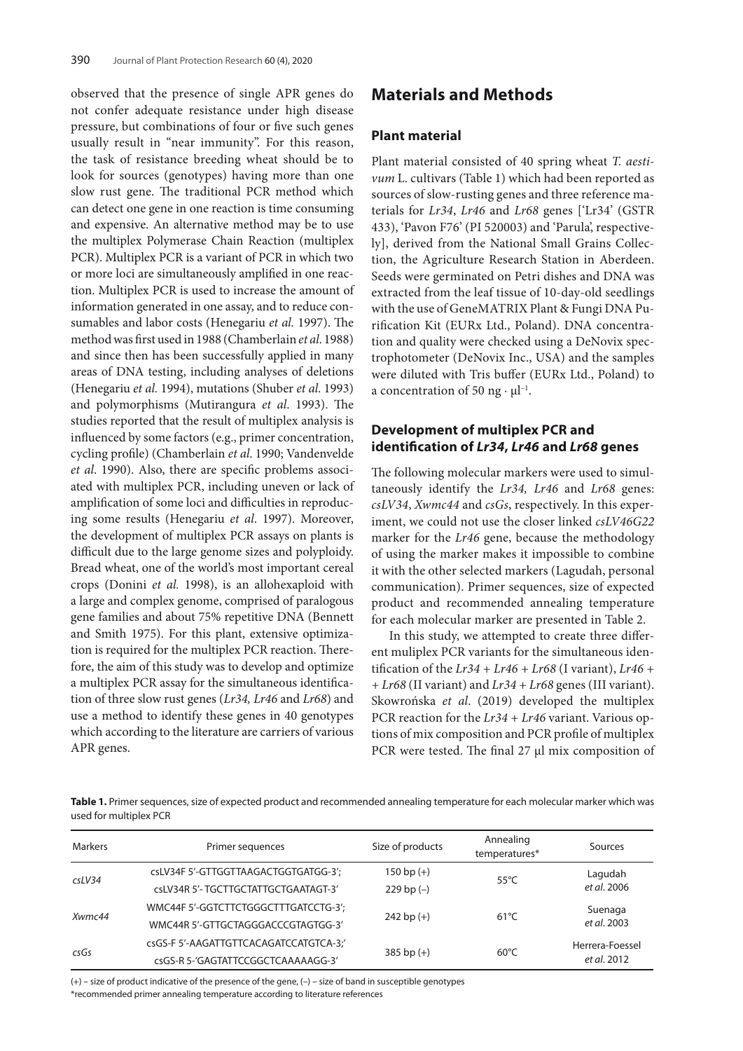observed that the presence of single APR genes do not confer adequate resistance under high disease pressure, but combinations of four or five such genes usually result in "near immunity". For this reason, the task of resistance breeding wheat should be to look for sources (genotypes) having more than one slow rust gene. The traditional PCR method which can detect one gene in one reaction is time consuming and expensive. An alternative method may be to use the multiplex Polymerase Chain Reaction (multiplex PCR). Multiplex PCR is a variant of PCR in which two or more loci are simultaneously amplified in one reaction. Multiplex PCR is used to increase the amount of information generated in one assay, and to reduce consumables and labor costs (Henegariu *et al.* 1997). The method was first used in 1988 (Chamberlain *et al.* 1988) and since then has been successfully applied in many areas of DNA testing, including analyses of deletions (Henegariu *et al.* 1994), mutations (Shuber *et al.* 1993) and polymorphisms (Mutirangura *et al.* 1993). The studies reported that the result of multiplex analysis is influenced by some factors (e.g., primer concentration, cycling profile) (Chamberlain *et al.* 1990; Vandenvelde *et al.* 1990). Also, there are specific problems associated with multiplex PCR, including uneven or lack of amplification of some loci and difficulties in reproducing some results (Henegariu *et al.* 1997). Moreover, the development of multiplex PCR assays on plants is difficult due to the large genome sizes and polyploidy. Bread wheat, one of the world's most important cereal crops (Donini *et al.* 1998), is an allohexaploid with a large and complex genome, comprised of paralogous gene families and about 75% repetitive DNA (Bennett and Smith 1975). For this plant, extensive optimization is required for the multiplex PCR reaction. Therefore, the aim of this study was to develop and optimize a multiplex PCR assay for the simultaneous identification of three slow rust genes (*Lr34, Lr46* and *Lr68*) and use a method to identify these genes in 40 genotypes which according to the literature are carriers of various APR genes.

# Materials and Methods

## Plant material

Plant material consisted of 40 spring wheat *T. aestivum* L. cultivars (Table 1) which had been reported as sources of slow-rusting genes and three reference materials for *Lr34*, *Lr46* and *Lr68* genes ['Lr34' (GSTR 433), 'Pavon F76' (PI 520003) and 'Parula', respectively], derived from the National Small Grains Collection, the Agriculture Research Station in Aberdeen. Seeds were germinated on Petri dishes and DNA was extracted from the leaf tissue of 10-day-old seedlings with the use of GeneMATRIX Plant & Fungi DNA Purification Kit (EURx Ltd., Poland). DNA concentration and quality were checked using a DeNovix spectrophotometer (DeNovix Inc., USA) and the samples were diluted with Tris buffer (EURx Ltd., Poland) to a concentration of 50 ng · μl$^{-1}$.

## Development of multiplex PCR and identification of *Lr34*, *Lr46* and *Lr68* genes

The following molecular markers were used to simultaneously identify the *Lr34, Lr46* and *Lr68* genes: *csLV34*, *Xwmc44* and *csGs*, respectively. In this experiment, we could not use the closer linked *csLV46G22* marker for the *Lr46* gene, because the methodology of using the marker makes it impossible to combine it with the other selected markers (Lagudah, personal communication). Primer sequences, size of expected product and recommended annealing temperature for each molecular marker are presented in Table 2.

In this study, we attempted to create three different muliplex PCR variants for the simultaneous identification of the *Lr34* + *Lr46* + *Lr68* (I variant), *Lr46* + + *Lr68* (II variant) and *Lr34* + *Lr68* genes (III variant). Skowrońska *et al*. (2019) developed the multiplex PCR reaction for the *Lr34* + *Lr46* variant. Various options of mix composition and PCR profile of multiplex PCR were tested. The final 27 μl mix composition of

**Table 1.** Primer sequences, size of expected product and recommended annealing temperature for each molecular marker which was used for multiplex PCR

| Markers | Primer sequences | Size of products | Annealing temperatures* | Sources |
|---|---|---|---|---|
| *csLV34* | csLV34F 5'-GTTGGTTAAGACTGGTGATGG-3';<br>csLV34R 5'- TGCTTGCTATTGCTGAATAGT-3' | 150 bp (+)<br>229 bp (–) | 55°C | Lagudah *et al.* 2006 |
| *Xwmc44* | WMC44F 5'-GGTCTTCTGGGCTTTGATCCTG-3';<br>WMC44R 5'-GTTGCTAGGGACCCGTAGTGG-3' | 242 bp (+) | 61°C | Suenaga *et al.* 2003 |
| *csGs* | csGS-F 5'-AAGATTGTTCACAGATCCATGTCA-3;'<br>csGS-R 5-'GAGTATTCCGGCTCAAAAAGG-3' | 385 bp (+) | 60°C | Herrera-Foessel *et al.* 2012 |

(+) – size of product indicative of the presence of the gene, (–) – size of band in susceptible genotypes
*recommended primer annealing temperature according to literature references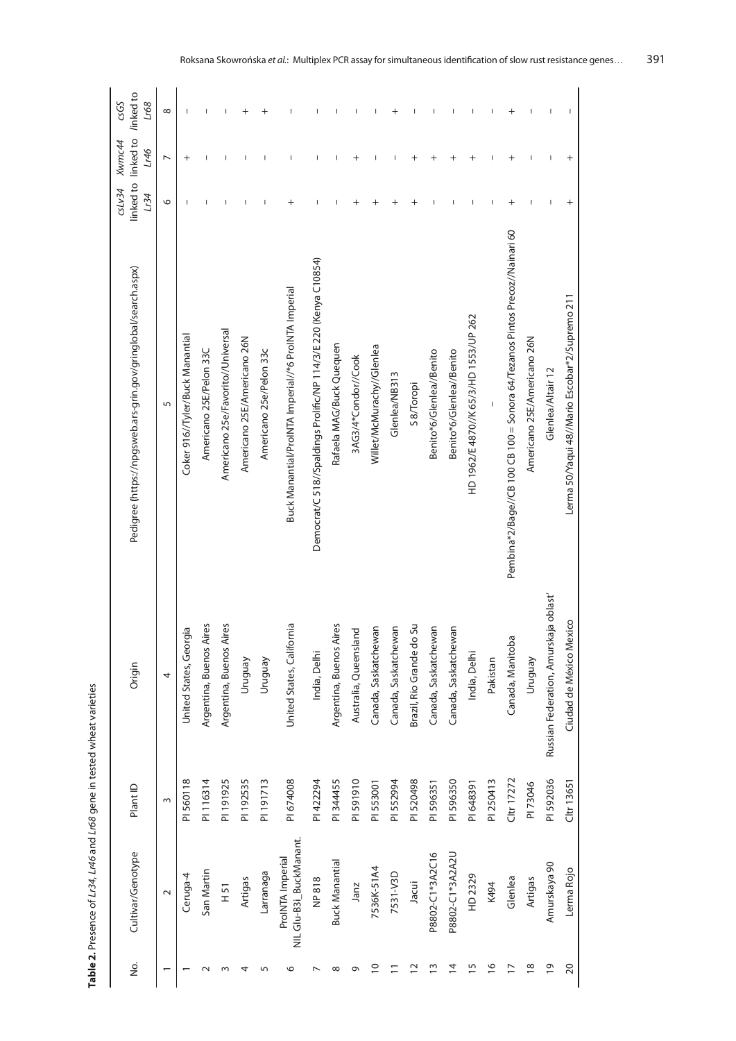**Table 2.** Presence of *Lr34*, *Lr46* and *Lr68* gene in tested wheat varieties

| No. | Cultivar/Genotype | Plant ID | Origin | Pedigree (https://npgsweb.ars-grin.gov/gringlobal/search.aspx) | *csLv34* linked to *Lr34* | *Xwmc44* linked to *Lr46* | *csGS* linked to *Lr68* |
|---|---|---|---|---|---|---|---|
| 1 | 2 | 3 | 4 | 5 | 6 | 7 | 8 |
| 1 | Ceruga-4 | PI 560118 | United States, Georgia | Coker 916//Tyler/Buck Manantial | – | + | – |
| 2 | San Martin | PI 116314 | Argentina, Buenos Aires | Americano 25E/Pelon 33C | – | – | – |
| 3 | H 51 | PI 191925 | Argentina, Buenos Aires | Americano 25e/Favorito//Universal | – | – | – |
| 4 | Artigas | PI 192535 | Uruguay | Americano 25E/Americano 26N | – | – | + |
| 5 | Larranaga | PI 191713 | Uruguay | Americano 25e/Pelon 33c | – | – | + |
| 6 | ProINTA Imperial NIL Glu-B3i_BuckManant. | PI 674008 | United States, California | Buck Manantial/ProINTA Imperial//*6 ProINTA Imperial | + | – | – |
| 7 | NP 818 | PI 422294 | India, Delhi | Democrat/C 518//Spaldings Prolific/NP 114/3/E 220 (Kenya C10854) | – | – | – |
| 8 | Buck Manantial | PI 344455 | Argentina, Buenos Aires | Rafaela MAG/Buck Quequen | – | – | – |
| 9 | Janz | PI 591910 | Australia, Queensland | 3AG3/4*Condor//Cook | + | + | – |
| 10 | 7536K-51A4 | PI 553001 | Canada, Saskatchewan | Willet/McMurachy//Glenlea | + | – | – |
| 11 | 7531-V3D | PI 552994 | Canada, Saskatchewan | Glenlea/NB313 | + | – | + |
| 12 | Jacui | PI 520498 | Brazil, Rio Grande do Su | S 8/Toropi | + | + | – |
| 13 | P8802-C1*3A2C16 | PI 596351 | Canada, Saskatchewan | Benito*6/Glenlea//Benito | – | + | – |
| 14 | P8802-C1*3A2A2U | PI 596350 | Canada, Saskatchewan | Benito*6/Glenlea//Benito | – | + | – |
| 15 | HD 2329 | PI 648391 | India, Delhi | HD 1962/E 4870//K 65/3/HD 1553/UP 262 | – | + | – |
| 16 | K494 | PI 250413 | Pakistan | – | – | – | – |
| 17 | Glenlea | CItr 17272 | Canada, Manitoba | Pembina*2/Bage//CB 100 CB 100 = Sonora 64/Tezanos Pintos Precoz//Nainari 60 | + | + | + |
| 18 | Artigas | PI 73046 | Uruguay | Americano 25E/Americano 26N | – | – | – |
| 19 | Amurskaya 90 | PI 592036 | Russian Federation, Amurskaja oblast' | Glenlea/Altair 12 | – | – | – |
| 20 | Lerma Rojo | CItr 13651 | Ciudad de México Mexico | Lerma 50/Yaqui 48//Mario Escobar*2/Supremo 211 | + | + | – |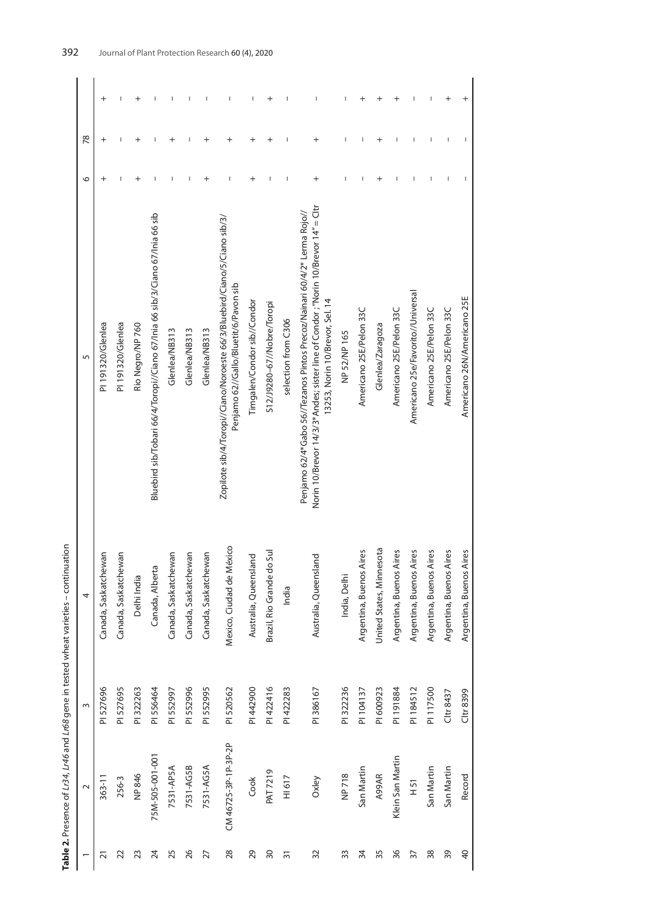**Table 2.** Presence of *Lr34*, *Lr46* and *Lr68* gene in tested wheat varieties – continuation

| 1 | 2 | 3 | 4 | 5 | 6 | 78 | |
|---|---|---|---|---|---|---|---|
| 21 | 363-11 | PI 527696 | Canada, Saskatchewan | PI 191320/Glenlea | + | + | + |
| 22 | 256-3 | PI 527695 | Canada, Saskatchewan | PI 191320/Glenlea | – | – | – |
| 23 | NP 846 | PI 322263 | Delhi India | Rio Negro/NP 760 | + | + | + |
| 24 | 75M-505-001-001 | PI 556464 | Canada, Alberta | Bluebird sib/Tobari 66/4/Toropi//Ciano 67/Inia 66 sib/3/Ciano 67/Inia 66 sib | – | – | – |
| 25 | 7531-AP5A | PI 552997 | Canada, Saskatchewan | Glenlea/NB313 | – | + | – |
| 26 | 7531-AG5B | PI 552996 | Canada, Saskatchewan | Glenlea/NB313 | – | – | – |
| 27 | 7531-AG5A | PI 552995 | Canada, Saskatchewan | Glenlea/NB313 | + | + | – |
| 28 | CM 46725-3P-1P-3P-2P | PI 520562 | Mexico, Ciudad de México | Zopilote sib/4/Toropi//Ciano/Noroeste 66/3/Bluebird/Ciano/5/Ciano sib/3/ Penjamo 62//Gallo/Bluetit/6/Pavon sib | – | + | – |
| 29 | Cook | PI 442900 | Australia, Queensland | Timgalen/Condor sib//Condor | + | + | – |
| 30 | PAT 7219 | PI 422416 | Brazil, Rio Grande do Sul | S12//J9280–67//Nobre/Toropi | – | + | + |
| 31 | HI 617 | PI 422283 | India | selection from C306 | – | – | – |
| 32 | Oxley | PI 386167 | Australia, Queensland | Penjamo 62/4*Gabo 56//Tezanos Pintos Precoz/Nainari 60/4/2* Lerma Rojo// Norin 10/Brevor 14/3/3*Andes; sister line of Condor ; "Norin 10/Brevor 14" = CItr 13253, Norin 10/Brevor, Sel. 14 | + | + | – |
| 33 | NP 718 | PI 322236 | India, Delhi | NP 52/NP 165 | – | – | – |
| 34 | San Martin | PI 104137 | Argentina, Buenos Aires | Americano 25E/Pelon 33C | – | – | + |
| 35 | A99AR | PI 600923 | United States, Minnesota | Glenlea/Zaragoza | + | + | + |
| 36 | Klein San Martin | PI 191884 | Argentina, Buenos Aires | Americano 25E/Pelon 33C | – | – | + |
| 37 | H 51 | PI 184512 | Argentina, Buenos Aires | Americano 25e/Favorito//Universal | – | – | – |
| 38 | San Martin | PI 117500 | Argentina, Buenos Aires | Americano 25E/Pelon 33C | – | – | – |
| 39 | San Martin | CItr 8437 | Argentina, Buenos Aires | Americano 25E/Pelon 33C | – | – | + |
| 40 | Record | CItr 8399 | Argentina, Buenos Aires | Americano 26N/Americano 25E | – | – | + |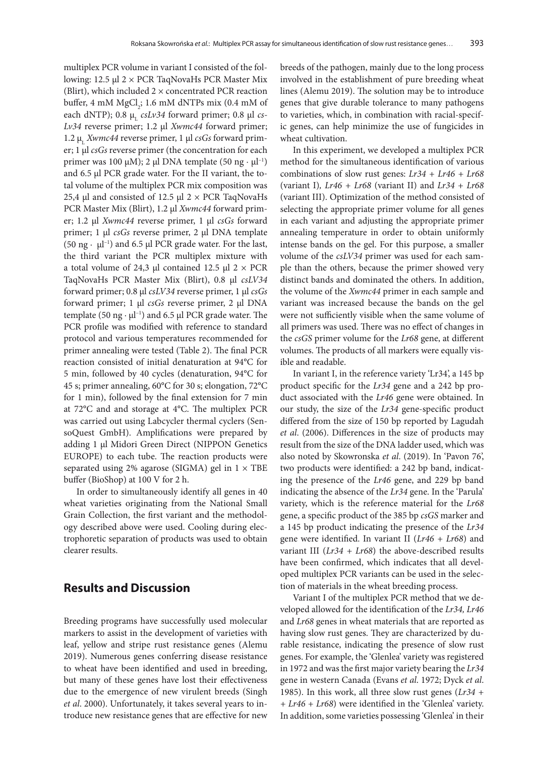multiplex PCR volume in variant I consisted of the following: 12.5 µl 2 × PCR TaqNovaHs PCR Master Mix (Blirt), which included 2 × concentrated PCR reaction buffer, 4 mM $MgCl_2$; 1.6 mM dNTPs mix (0.4 mM of each dNTP); 0.8 µ$_L$ *csLv34* forward primer; 0.8 µl *csLv34* reverse primer; 1.2 µl *Xwmc44* forward primer; 1.2 µ$_L$ *Xwmc44* reverse primer, 1 µl *csGs* forward primer; 1 µl *csGs* reverse primer (the concentration for each primer was 100 µM); 2 µl DNA template (50 ng · µl$^{-1}$) and 6.5 µl PCR grade water. For the II variant, the total volume of the multiplex PCR mix composition was 25,4 µl and consisted of 12.5 µl 2 × PCR TaqNovaHs PCR Master Mix (Blirt), 1.2 µl *Xwmc44* forward primer; 1.2 µl *Xwmc44* reverse primer, 1 µl *csGs* forward primer; 1 µl *csGs* reverse primer, 2 µl DNA template (50 ng · µl$^{-1}$) and 6.5 µl PCR grade water. For the last, the third variant the PCR multiplex mixture with a total volume of 24,3 µl contained 12.5 µl 2 × PCR TaqNovaHs PCR Master Mix (Blirt), 0.8 µl *csLV34* forward primer; 0.8 µl *csLV34* reverse primer, 1 µl *csGs* forward primer; 1 µl *csGs* reverse primer, 2 µl DNA template (50 ng · µl$^{-1}$) and 6.5 µl PCR grade water. The PCR profile was modified with reference to standard protocol and various temperatures recommended for primer annealing were tested (Table 2). The final PCR reaction consisted of initial denaturation at 94°C for 5 min, followed by 40 cycles (denaturation, 94°C for 45 s; primer annealing, 60°C for 30 s; elongation, 72°C for 1 min), followed by the final extension for 7 min at 72°C and and storage at 4°C. The multiplex PCR was carried out using Labcycler thermal cyclers (SensoQuest GmbH). Amplifications were prepared by adding 1 µl Midori Green Direct (NIPPON Genetics EUROPE) to each tube. The reaction products were separated using 2% agarose (SIGMA) gel in 1 × TBE buffer (BioShop) at 100 V for 2 h.

In order to simultaneously identify all genes in 40 wheat varieties originating from the National Small Grain Collection, the first variant and the methodology described above were used. Cooling during electrophoretic separation of products was used to obtain clearer results.

## Results and Discussion

Breeding programs have successfully used molecular markers to assist in the development of varieties with leaf, yellow and stripe rust resistance genes (Alemu 2019). Numerous genes conferring disease resistance to wheat have been identified and used in breeding, but many of these genes have lost their effectiveness due to the emergence of new virulent breeds (Singh *et al*. 2000). Unfortunately, it takes several years to introduce new resistance genes that are effective for new breeds of the pathogen, mainly due to the long process involved in the establishment of pure breeding wheat lines (Alemu 2019). The solution may be to introduce genes that give durable tolerance to many pathogens to varieties, which, in combination with racial-specific genes, can help minimize the use of fungicides in wheat cultivation.

In this experiment, we developed a multiplex PCR method for the simultaneous identification of various combinations of slow rust genes: *Lr34* + *Lr46* + *Lr68* (variant I), *Lr46* + *Lr68* (variant II) and *Lr34* + *Lr68* (variant III). Optimization of the method consisted of selecting the appropriate primer volume for all genes in each variant and adjusting the appropriate primer annealing temperature in order to obtain uniformly intense bands on the gel. For this purpose, a smaller volume of the *csLV34* primer was used for each sample than the others, because the primer showed very distinct bands and dominated the others. In addition, the volume of the *Xwmc44* primer in each sample and variant was increased because the bands on the gel were not sufficiently visible when the same volume of all primers was used. There was no effect of changes in the *csGS* primer volume for the *Lr68* gene, at different volumes. The products of all markers were equally visible and readable.

In variant I, in the reference variety 'Lr34', a 145 bp product specific for the *Lr34* gene and a 242 bp product associated with the *Lr46* gene were obtained. In our study, the size of the *Lr34* gene-specific product differed from the size of 150 bp reported by Lagudah *et al*. (2006). Differences in the size of products may result from the size of the DNA ladder used, which was also noted by Skowronska *et al*. (2019). In 'Pavon 76', two products were identified: a 242 bp band, indicating the presence of the *Lr46* gene, and 229 bp band indicating the absence of the *Lr34* gene. In the 'Parula' variety, which is the reference material for the *Lr68* gene, a specific product of the 385 bp *csGS* marker and a 145 bp product indicating the presence of the *Lr34* gene were identified. In variant II (*Lr46* + *Lr68*) and variant III (*Lr34* + *Lr68*) the above-described results have been confirmed, which indicates that all developed multiplex PCR variants can be used in the selection of materials in the wheat breeding process.

Variant I of the multiplex PCR method that we developed allowed for the identification of the *Lr34, Lr46* and *Lr68* genes in wheat materials that are reported as having slow rust genes. They are characterized by durable resistance, indicating the presence of slow rust genes. For example, the 'Glenlea' variety was registered in 1972 and was the first major variety bearing the *Lr34* gene in western Canada (Evans *et al*. 1972; Dyck *et al*. 1985). In this work, all three slow rust genes (*Lr34* + + *Lr46* + *Lr68*) were identified in the 'Glenlea' variety. In addition, some varieties possessing 'Glenlea' in their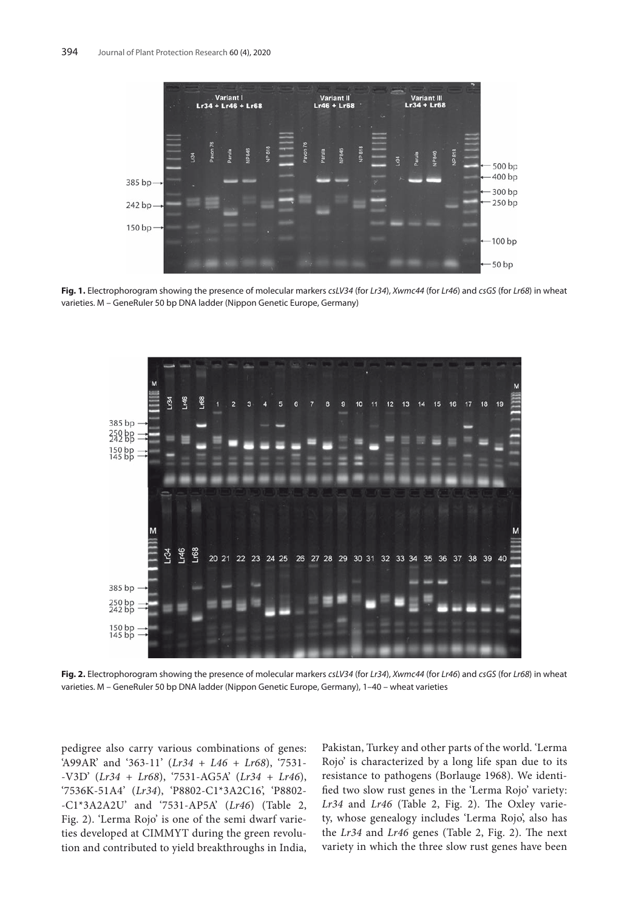**Fig. 1.** Electrophorogram showing the presence of molecular markers *csLV34* (for *Lr34*), *Xwmc44* (for *Lr46*) and *csGS* (for *Lr68*) in wheat varieties. M – GeneRuler 50 bp DNA ladder (Nippon Genetic Europe, Germany)

**Fig. 2.** Electrophorogram showing the presence of molecular markers *csLV34* (for *Lr34*), *Xwmc44* (for *Lr46*) and *csGS* (for *Lr68*) in wheat varieties. M – GeneRuler 50 bp DNA ladder (Nippon Genetic Europe, Germany), 1–40 – wheat varieties

pedigree also carry various combinations of genes: 'A99AR' and '363-11' (*Lr34* + *L46* + *Lr68*), '7531-V3D' (*Lr34* + *Lr68*), '7531-AG5A' (*Lr34* + *Lr46*), '7536K-51A4' (*Lr34*), 'P8802-C1*3A2C16', 'P8802-C1*3A2A2U' and '7531-AP5A' (*Lr46*) (Table 2, Fig. 2). 'Lerma Rojo' is one of the semi dwarf varieties developed at CIMMYT during the green revolution and contributed to yield breakthroughs in India, Pakistan, Turkey and other parts of the world. 'Lerma Rojo' is characterized by a long life span due to its resistance to pathogens (Borlauge 1968). We identified two slow rust genes in the 'Lerma Rojo' variety: *Lr34* and *Lr46* (Table 2, Fig. 2). The Oxley variety, whose genealogy includes 'Lerma Rojo', also has the *Lr34* and *Lr46* genes (Table 2, Fig. 2). The next variety in which the three slow rust genes have been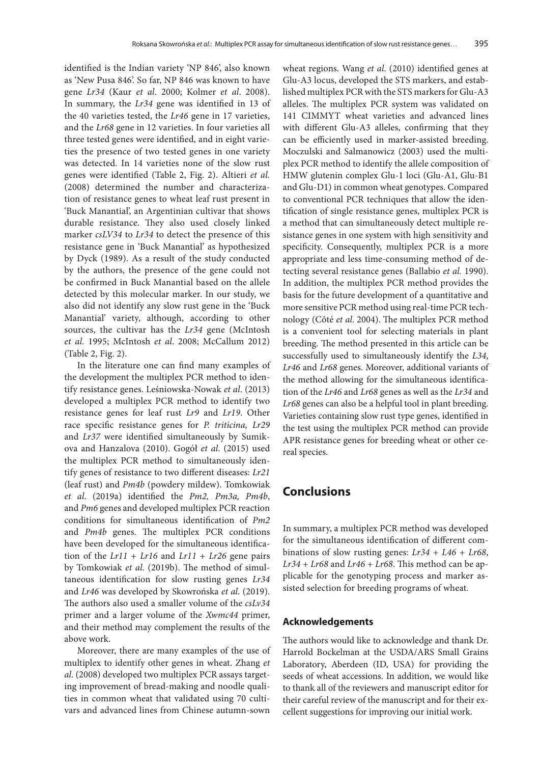identified is the Indian variety 'NP 846', also known as 'New Pusa 846'. So far, NP 846 was known to have gene *Lr34* (Kaur *et al*. 2000; Kolmer *et al*. 2008). In summary, the *Lr34* gene was identified in 13 of the 40 varieties tested, the *Lr46* gene in 17 varieties, and the *Lr68* gene in 12 varieties. In four varieties all three tested genes were identified, and in eight varieties the presence of two tested genes in one variety was detected. In 14 varieties none of the slow rust genes were identified (Table 2, Fig. 2). Altieri *et al.* (2008) determined the number and characterization of resistance genes to wheat leaf rust present in 'Buck Manantial', an Argentinian cultivar that shows durable resistance. They also used closely linked marker *csLV34* to *Lr34* to detect the presence of this resistance gene in 'Buck Manantial' as hypothesized by Dyck (1989). As a result of the study conducted by the authors, the presence of the gene could not be confirmed in Buck Manantial based on the allele detected by this molecular marker. In our study, we also did not identify any slow rust gene in the 'Buck Manantial' variety, although, according to other sources, the cultivar has the *Lr34* gene (McIntosh *et al*. 1995; McIntosh *et al*. 2008; McCallum 2012) (Table 2, Fig. 2).

In the literature one can find many examples of the development the multiplex PCR method to identify resistance genes. Leśniowska-Nowak *et al*. (2013) developed a multiplex PCR method to identify two resistance genes for leaf rust *Lr9* and *Lr19*. Other race specific resistance genes for *P. triticina, Lr29* and *Lr37* were identified simultaneously by Sumikova and Hanzalova (2010). Gogół *et al*. (2015) used the multiplex PCR method to simultaneously identify genes of resistance to two different diseases: *Lr21* (leaf rust) and *Pm4b* (powdery mildew). Tomkowiak *et al*. (2019a) identified the *Pm2, Pm3a, Pm4b*, and *Pm6* genes and developed multiplex PCR reaction conditions for simultaneous identification of *Pm2* and *Pm4b* genes. The multiplex PCR conditions have been developed for the simultaneous identification of the *Lr11* + *Lr16* and *Lr11* + *Lr26* gene pairs by Tomkowiak *et al*. (2019b). The method of simultaneous identification for slow rusting genes *Lr34* and *Lr46* was developed by Skowrońska *et al.* (2019). The authors also used a smaller volume of the *csLv34* primer and a larger volume of the *Xwmc44* primer, and their method may complement the results of the above work.

Moreover, there are many examples of the use of multiplex to identify other genes in wheat. Zhang *et al.* (2008) developed two multiplex PCR assays targeting improvement of bread-making and noodle qualities in common wheat that validated using 70 cultivars and advanced lines from Chinese autumn-sown wheat regions. Wang *et al*. (2010) identified genes at Glu-A3 locus, developed the STS markers, and established multiplex PCR with the STS markers for Glu-A3 alleles. The multiplex PCR system was validated on 141 CIMMYT wheat varieties and advanced lines with different Glu-A3 alleles, confirming that they can be efficiently used in marker-assisted breeding. Moczulski and Salmanowicz (2003) used the multiplex PCR method to identify the allele composition of HMW glutenin complex Glu-1 loci (Glu-A1, Glu-B1 and Glu-D1) in common wheat genotypes. Compared to conventional PCR techniques that allow the identification of single resistance genes, multiplex PCR is a method that can simultaneously detect multiple resistance genes in one system with high sensitivity and specificity. Consequently, multiplex PCR is a more appropriate and less time-consuming method of detecting several resistance genes (Ballabio *et al.* 1990). In addition, the multiplex PCR method provides the basis for the future development of a quantitative and more sensitive PCR method using real-time PCR technology (Côté *et al*. 2004). The multiplex PCR method is a convenient tool for selecting materials in plant breeding. The method presented in this article can be successfully used to simultaneously identify the *L34*, *Lr46* and *Lr68* genes. Moreover, additional variants of the method allowing for the simultaneous identification of the *Lr46* and *Lr68* genes as well as the *Lr34* and *Lr68* genes can also be a helpful tool in plant breeding. Varieties containing slow rust type genes, identified in the test using the multiplex PCR method can provide APR resistance genes for breeding wheat or other cereal species.

## Conclusions

In summary, a multiplex PCR method was developed for the simultaneous identification of different combinations of slow rusting genes: *Lr34* + *L46* + *Lr68*, *Lr34* + *Lr68* and *Lr46* + *Lr68*. This method can be applicable for the genotyping process and marker assisted selection for breeding programs of wheat.

### Acknowledgements

The authors would like to acknowledge and thank Dr. Harrold Bockelman at the USDA/ARS Small Grains Laboratory, Aberdeen (ID, USA) for providing the seeds of wheat accessions. In addition, we would like to thank all of the reviewers and manuscript editor for their careful review of the manuscript and for their excellent suggestions for improving our initial work.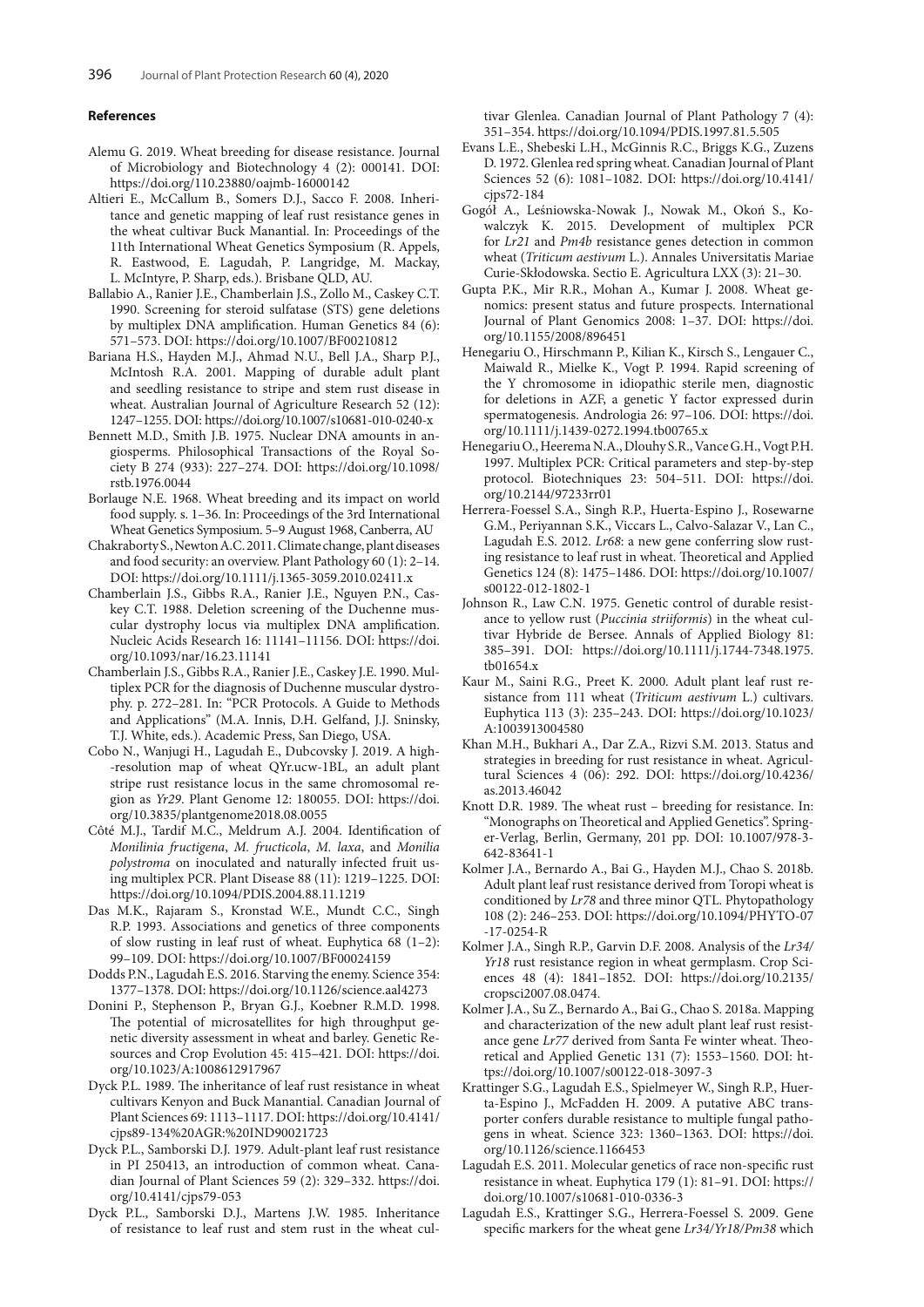## References

Alemu G. 2019. Wheat breeding for disease resistance. Journal of Microbiology and Biotechnology 4 (2): 000141. DOI: https://doi.org/110.23880/oajmb-16000142

Altieri E., McCallum B., Somers D.J., Sacco F. 2008. Inheritance and genetic mapping of leaf rust resistance genes in the wheat cultivar Buck Manantial. In: Proceedings of the 11th International Wheat Genetics Symposium (R. Appels, R. Eastwood, E. Lagudah, P. Langridge, M. Mackay, L. McIntyre, P. Sharp, eds.). Brisbane QLD, AU.

Ballabio A., Ranier J.E., Chamberlain J.S., Zollo M., Caskey C.T. 1990. Screening for steroid sulfatase (STS) gene deletions by multiplex DNA amplification. Human Genetics 84 (6): 571–573. DOI: https://doi.org/10.1007/BF00210812

Bariana H.S., Hayden M.J., Ahmad N.U., Bell J.A., Sharp P.J., McIntosh R.A. 2001. Mapping of durable adult plant and seedling resistance to stripe and stem rust disease in wheat. Australian Journal of Agriculture Research 52 (12): 1247–1255. DOI: https://doi.org/10.1007/s10681-010-0240-x

Bennett M.D., Smith J.B. 1975. Nuclear DNA amounts in angiosperms. Philosophical Transactions of the Royal Society B 274 (933): 227–274. DOI: https://doi.org/10.1098/rstb.1976.0044

Borlauge N.E. 1968. Wheat breeding and its impact on world food supply. s. 1–36. In: Proceedings of the 3rd International Wheat Genetics Symposium. 5–9 August 1968, Canberra, AU

Chakraborty S., Newton A.C. 2011. Climate change, plant diseases and food security: an overview. Plant Pathology 60 (1): 2–14. DOI: https://doi.org/10.1111/j.1365-3059.2010.02411.x

Chamberlain J.S., Gibbs R.A., Ranier J.E., Nguyen P.N., Caskey C.T. 1988. Deletion screening of the Duchenne muscular dystrophy locus via multiplex DNA amplification. Nucleic Acids Research 16: 11141–11156. DOI: https://doi.org/10.1093/nar/16.23.11141

Chamberlain J.S., Gibbs R.A., Ranier J.E., Caskey J.E. 1990. Multiplex PCR for the diagnosis of Duchenne muscular dystrophy. p. 272–281. In: "PCR Protocols. A Guide to Methods and Applications" (M.A. Innis, D.H. Gelfand, J.J. Sninsky, T.J. White, eds.). Academic Press, San Diego, USA.

Cobo N., Wanjugi H., Lagudah E., Dubcovsky J. 2019. A high-resolution map of wheat QYr.ucw-1BL, an adult plant stripe rust resistance locus in the same chromosomal region as *Yr29*. Plant Genome 12: 180055. DOI: https://doi.org/10.3835/plantgenome2018.08.0055

Côté M.J., Tardif M.C., Meldrum A.J. 2004. Identification of *Monilinia fructigena*, *M. fructicola*, *M. laxa*, and *Monilia polystroma* on inoculated and naturally infected fruit using multiplex PCR. Plant Disease 88 (11): 1219–1225. DOI: https://doi.org/10.1094/PDIS.2004.88.11.1219

Das M.K., Rajaram S., Kronstad W.E., Mundt C.C., Singh R.P. 1993. Associations and genetics of three components of slow rusting in leaf rust of wheat. Euphytica 68 (1–2): 99–109. DOI: https://doi.org/10.1007/BF00024159

Dodds P.N., Lagudah E.S. 2016. Starving the enemy. Science 354: 1377–1378. DOI: https://doi.org/10.1126/science.aal4273

Donini P., Stephenson P., Bryan G.J., Koebner R.M.D. 1998. The potential of microsatellites for high throughput genetic diversity assessment in wheat and barley. Genetic Resources and Crop Evolution 45: 415–421. DOI: https://doi.org/10.1023/A:1008612917967

Dyck P.L. 1989. The inheritance of leaf rust resistance in wheat cultivars Kenyon and Buck Manantial. Canadian Journal of Plant Sciences 69: 1113–1117. DOI: https://doi.org/10.4141/cjps89-134%20AGR:%20IND90021723

Dyck P.L., Samborski D.J. 1979. Adult-plant leaf rust resistance in PI 250413, an introduction of common wheat. Canadian Journal of Plant Sciences 59 (2): 329–332. https://doi.org/10.4141/cjps79-053

Dyck P.L., Samborski D.J., Martens J.W. 1985. Inheritance of resistance to leaf rust and stem rust in the wheat cultivar Glenlea. Canadian Journal of Plant Pathology 7 (4): 351–354. https://doi.org/10.1094/PDIS.1997.81.5.505

Evans L.E., Shebeski L.H., McGinnis R.C., Briggs K.G., Zuzens D. 1972. Glenlea red spring wheat. Canadian Journal of Plant Sciences 52 (6): 1081–1082. DOI: https://doi.org/10.4141/cjps72-184

Gogół A., Leśniowska-Nowak J., Nowak M., Okoń S., Kowalczyk K. 2015. Development of multiplex PCR for *Lr21* and *Pm4b* resistance genes detection in common wheat (*Triticum aestivum* L.). Annales Universitatis Mariae Curie-Skłodowska. Sectio E. Agricultura LXX (3): 21–30.

Gupta P.K., Mir R.R., Mohan A., Kumar J. 2008. Wheat genomics: present status and future prospects. International Journal of Plant Genomics 2008: 1–37. DOI: https://doi.org/10.1155/2008/896451

Henegariu O., Hirschmann P., Kilian K., Kirsch S., Lengauer C., Maiwald R., Mielke K., Vogt P. 1994. Rapid screening of the Y chromosome in idiopathic sterile men, diagnostic for deletions in AZF, a genetic Y factor expressed durin spermatogenesis. Andrologia 26: 97–106. DOI: https://doi.org/10.1111/j.1439-0272.1994.tb00765.x

Henegariu O., Heerema N.A., Dlouhy S.R., Vance G.H., Vogt P.H. 1997. Multiplex PCR: Critical parameters and step-by-step protocol. Biotechniques 23: 504–511. DOI: https://doi.org/10.2144/97233rr01

Herrera-Foessel S.A., Singh R.P., Huerta-Espino J., Rosewarne G.M., Periyannan S.K., Viccars L., Calvo-Salazar V., Lan C., Lagudah E.S. 2012. *Lr68*: a new gene conferring slow rusting resistance to leaf rust in wheat. Theoretical and Applied Genetics 124 (8): 1475–1486. DOI: https://doi.org/10.1007/s00122-012-1802-1

Johnson R., Law C.N. 1975. Genetic control of durable resistance to yellow rust (*Puccinia striiformis*) in the wheat cultivar Hybride de Bersee. Annals of Applied Biology 81: 385–391. DOI: https://doi.org/10.1111/j.1744-7348.1975.tb01654.x

Kaur M., Saini R.G., Preet K. 2000. Adult plant leaf rust resistance from 111 wheat (*Triticum aestivum* L.) cultivars. Euphytica 113 (3): 235–243. DOI: https://doi.org/10.1023/A:1003913004580

Khan M.H., Bukhari A., Dar Z.A., Rizvi S.M. 2013. Status and strategies in breeding for rust resistance in wheat. Agricultural Sciences 4 (06): 292. DOI: https://doi.org/10.4236/as.2013.46042

Knott D.R. 1989. The wheat rust – breeding for resistance. In: "Monographs on Theoretical and Applied Genetics". Springer-Verlag, Berlin, Germany, 201 pp. DOI: 10.1007/978-3-642-83641-1

Kolmer J.A., Bernardo A., Bai G., Hayden M.J., Chao S. 2018b. Adult plant leaf rust resistance derived from Toropi wheat is conditioned by *Lr78* and three minor QTL. Phytopathology 108 (2): 246–253. DOI: https://doi.org/10.1094/PHYTO-07-17-0254-R

Kolmer J.A., Singh R.P., Garvin D.F. 2008. Analysis of the *Lr34/Yr18* rust resistance region in wheat germplasm. Crop Sciences 48 (4): 1841–1852. DOI: https://doi.org/10.2135/cropsci2007.08.0474.

Kolmer J.A., Su Z., Bernardo A., Bai G., Chao S. 2018a. Mapping and characterization of the new adult plant leaf rust resistance gene *Lr77* derived from Santa Fe winter wheat. Theoretical and Applied Genetic 131 (7): 1553–1560. DOI: https://doi.org/10.1007/s00122-018-3097-3

Krattinger S.G., Lagudah E.S., Spielmeyer W., Singh R.P., Huerta-Espino J., McFadden H. 2009. A putative ABC transporter confers durable resistance to multiple fungal pathogens in wheat. Science 323: 1360–1363. DOI: https://doi.org/10.1126/science.1166453

Lagudah E.S. 2011. Molecular genetics of race non-specific rust resistance in wheat. Euphytica 179 (1): 81–91. DOI: https://doi.org/10.1007/s10681-010-0336-3

Lagudah E.S., Krattinger S.G., Herrera-Foessel S. 2009. Gene specific markers for the wheat gene *Lr34/Yr18/Pm38* which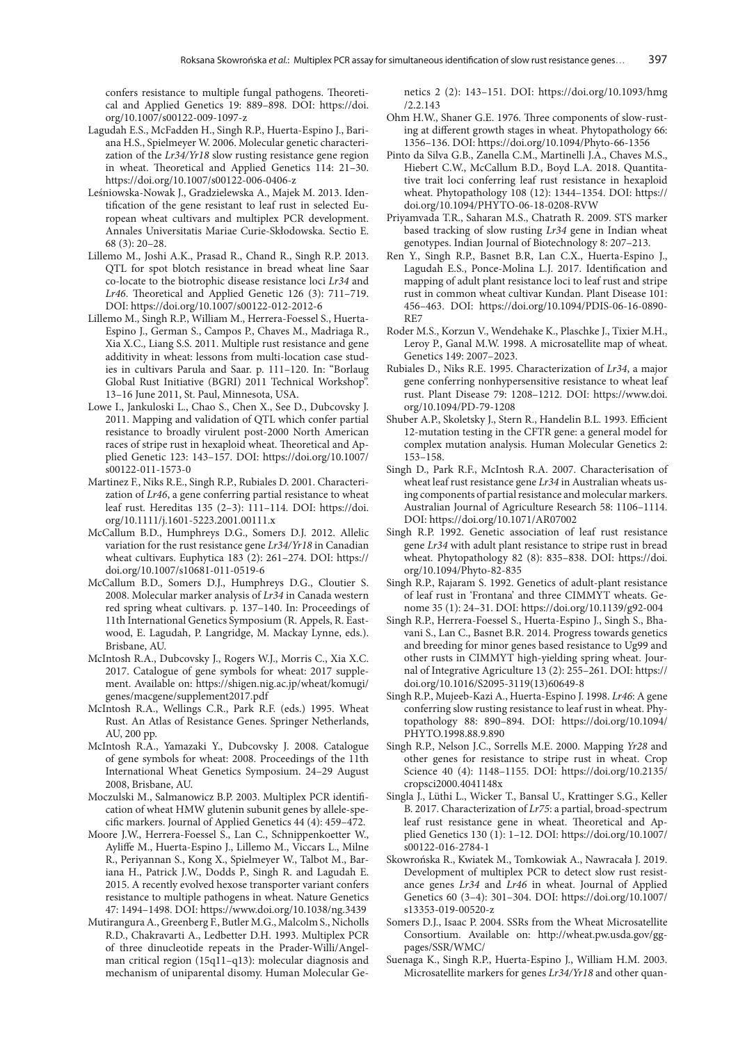confers resistance to multiple fungal pathogens. Theoretical and Applied Genetics 19: 889–898. DOI: https://doi.org/10.1007/s00122-009-1097-z

Lagudah E.S., McFadden H., Singh R.P., Huerta-Espino J., Bariana H.S., Spielmeyer W. 2006. Molecular genetic characterization of the *Lr34/Yr18* slow rusting resistance gene region in wheat. Theoretical and Applied Genetics 114: 21–30. https://doi.org/10.1007/s00122-006-0406-z

Leśniowska-Nowak J., Gradzielewska A., Majek M. 2013. Identification of the gene resistant to leaf rust in selected European wheat cultivars and multiplex PCR development. Annales Universitatis Mariae Curie-Skłodowska. Sectio E. 68 (3): 20–28.

Lillemo M., Joshi A.K., Prasad R., Chand R., Singh R.P. 2013. QTL for spot blotch resistance in bread wheat line Saar co-locate to the biotrophic disease resistance loci *Lr34* and *Lr46*. Theoretical and Applied Genetic 126 (3): 711–719. DOI: https://doi.org/10.1007/s00122-012-2012-6

Lillemo M., Singh R.P., William M., Herrera-Foessel S., Huerta-Espino J., German S., Campos P., Chaves M., Madriaga R., Xia X.C., Liang S.S. 2011. Multiple rust resistance and gene additivity in wheat: lessons from multi-location case studies in cultivars Parula and Saar. p. 111–120. In: "Borlaug Global Rust Initiative (BGRI) 2011 Technical Workshop". 13–16 June 2011, St. Paul, Minnesota, USA.

Lowe I., Jankuloski L., Chao S., Chen X., See D., Dubcovsky J. 2011. Mapping and validation of QTL which confer partial resistance to broadly virulent post-2000 North American races of stripe rust in hexaploid wheat. Theoretical and Applied Genetic 123: 143–157. DOI: https://doi.org/10.1007/s00122-011-1573-0

Martinez F., Niks R.E., Singh R.P., Rubiales D. 2001. Characterization of *Lr46*, a gene conferring partial resistance to wheat leaf rust. Hereditas 135 (2–3): 111–114. DOI: https://doi.org/10.1111/j.1601-5223.2001.00111.x

McCallum B.D., Humphreys D.G., Somers D.J. 2012. Allelic variation for the rust resistance gene *Lr34/Yr18* in Canadian wheat cultivars. Euphytica 183 (2): 261–274. DOI: https://doi.org/10.1007/s10681-011-0519-6

McCallum B.D., Somers D.J., Humphreys D.G., Cloutier S. 2008. Molecular marker analysis of *Lr34* in Canada western red spring wheat cultivars. p. 137–140. In: Proceedings of 11th International Genetics Symposium (R. Appels, R. Eastwood, E. Lagudah, P. Langridge, M. Mackay Lynne, eds.). Brisbane, AU.

McIntosh R.A., Dubcovsky J., Rogers W.J., Morris C., Xia X.C. 2017. Catalogue of gene symbols for wheat: 2017 supplement. Available on: https://shigen.nig.ac.jp/wheat/komugi/genes/macgene/supplement2017.pdf

McIntosh R.A., Wellings C.R., Park R.F. (eds.) 1995. Wheat Rust. An Atlas of Resistance Genes. Springer Netherlands, AU, 200 pp.

McIntosh R.A., Yamazaki Y., Dubcovsky J. 2008. Catalogue of gene symbols for wheat: 2008. Proceedings of the 11th International Wheat Genetics Symposium. 24–29 August 2008, Brisbane, AU.

Moczulski M., Salmanowicz B.P. 2003. Multiplex PCR identification of wheat HMW glutenin subunit genes by allele-specific markers. Journal of Applied Genetics 44 (4): 459–472.

Moore J.W., Herrera-Foessel S., Lan C., Schnippenkoetter W., Ayliffe M., Huerta-Espino J., Lillemo M., Viccars L., Milne R., Periyannan S., Kong X., Spielmeyer W., Talbot M., Bariana H., Patrick J.W., Dodds P., Singh R. and Lagudah E. 2015. A recently evolved hexose transporter variant confers resistance to multiple pathogens in wheat. Nature Genetics 47: 1494–1498. DOI: https://www.doi.org/10.1038/ng.3439

Mutirangura A., Greenberg F., Butler M.G., Malcolm S., Nicholls R.D., Chakravarti A., Ledbetter D.H. 1993. Multiplex PCR of three dinucleotide repeats in the Prader-Willi/Angelman critical region (15q11–q13): molecular diagnosis and mechanism of uniparental disomy. Human Molecular Genetics 2 (2): 143–151. DOI: https://doi.org/10.1093/hmg/2.2.143

Ohm H.W., Shaner G.E. 1976. Three components of slow-rusting at different growth stages in wheat. Phytopathology 66: 1356–136. DOI: https://doi.org/10.1094/Phyto-66-1356

Pinto da Silva G.B., Zanella C.M., Martinelli J.A., Chaves M.S., Hiebert C.W., McCallum B.D., Boyd L.A. 2018. Quantitative trait loci conferring leaf rust resistance in hexaploid wheat. Phytopathology 108 (12): 1344–1354. DOI: https://doi.org/10.1094/PHYTO-06-18-0208-RVW

Priyamvada T.R., Saharan M.S., Chatrath R. 2009. STS marker based tracking of slow rusting *Lr34* gene in Indian wheat genotypes. Indian Journal of Biotechnology 8: 207–213.

Ren Y., Singh R.P., Basnet B.R, Lan C.X., Huerta-Espino J., Lagudah E.S., Ponce-Molina L.J. 2017. Identification and mapping of adult plant resistance loci to leaf rust and stripe rust in common wheat cultivar Kundan. Plant Disease 101: 456–463. DOI: https://doi.org/10.1094/PDIS-06-16-0890-RE7

Roder M.S., Korzun V., Wendehake K., Plaschke J., Tixier M.H., Leroy P., Ganal M.W. 1998. A microsatellite map of wheat. Genetics 149: 2007–2023.

Rubiales D., Niks R.E. 1995. Characterization of *Lr34*, a major gene conferring nonhypersensitive resistance to wheat leaf rust. Plant Disease 79: 1208–1212. DOI: https://www.doi.org/10.1094/PD-79-1208

Shuber A.P., Skoletsky J., Stern R., Handelin B.L. 1993. Efficient 12-mutation testing in the CFTR gene: a general model for complex mutation analysis. Human Molecular Genetics 2: 153–158.

Singh D., Park R.F., McIntosh R.A. 2007. Characterisation of wheat leaf rust resistance gene *Lr34* in Australian wheats using components of partial resistance and molecular markers. Australian Journal of Agriculture Research 58: 1106–1114. DOI: https://doi.org/10.1071/AR07002

Singh R.P. 1992. Genetic association of leaf rust resistance gene *Lr34* with adult plant resistance to stripe rust in bread wheat. Phytopathology 82 (8): 835–838. DOI: https://doi.org/10.1094/Phyto-82-835

Singh R.P., Rajaram S. 1992. Genetics of adult-plant resistance of leaf rust in 'Frontana' and three CIMMYT wheats. Genome 35 (1): 24–31. DOI: https://doi.org/10.1139/g92-004

Singh R.P., Herrera-Foessel S., Huerta-Espino J., Singh S., Bhavani S., Lan C., Basnet B.R. 2014. Progress towards genetics and breeding for minor genes based resistance to Ug99 and other rusts in CIMMYT high-yielding spring wheat. Journal of Integrative Agriculture 13 (2): 255–261. DOI: https://doi.org/10.1016/S2095-3119(13)60649-8

Singh R.P., Mujeeb-Kazi A., Huerta-Espino J. 1998. *Lr46*: A gene conferring slow rusting resistance to leaf rust in wheat. Phytopathology 88: 890–894. DOI: https://doi.org/10.1094/PHYTO.1998.88.9.890

Singh R.P., Nelson J.C., Sorrells M.E. 2000. Mapping *Yr28* and other genes for resistance to stripe rust in wheat. Crop Science 40 (4): 1148–1155. DOI: https://doi.org/10.2135/cropsci2000.4041148x

Singla J., Lüthi L., Wicker T., Bansal U., Krattinger S.G., Keller B. 2017. Characterization of *Lr75*: a partial, broad-spectrum leaf rust resistance gene in wheat. Theoretical and Applied Genetics 130 (1): 1–12. DOI: https://doi.org/10.1007/s00122-016-2784-1

Skowrońska R., Kwiatek M., Tomkowiak A., Nawracała J. 2019. Development of multiplex PCR to detect slow rust resistance genes *Lr34* and *Lr46* in wheat. Journal of Applied Genetics 60 (3–4): 301–304. DOI: https://doi.org/10.1007/s13353-019-00520-z

Somers D.J., Isaac P. 2004. SSRs from the Wheat Microsatellite Consortium. Available on: http://wheat.pw.usda.gov/ggpages/SSR/WMC/

Suenaga K., Singh R.P., Huerta-Espino J., William H.M. 2003. Microsatellite markers for genes *Lr34/Yr18* and other quan-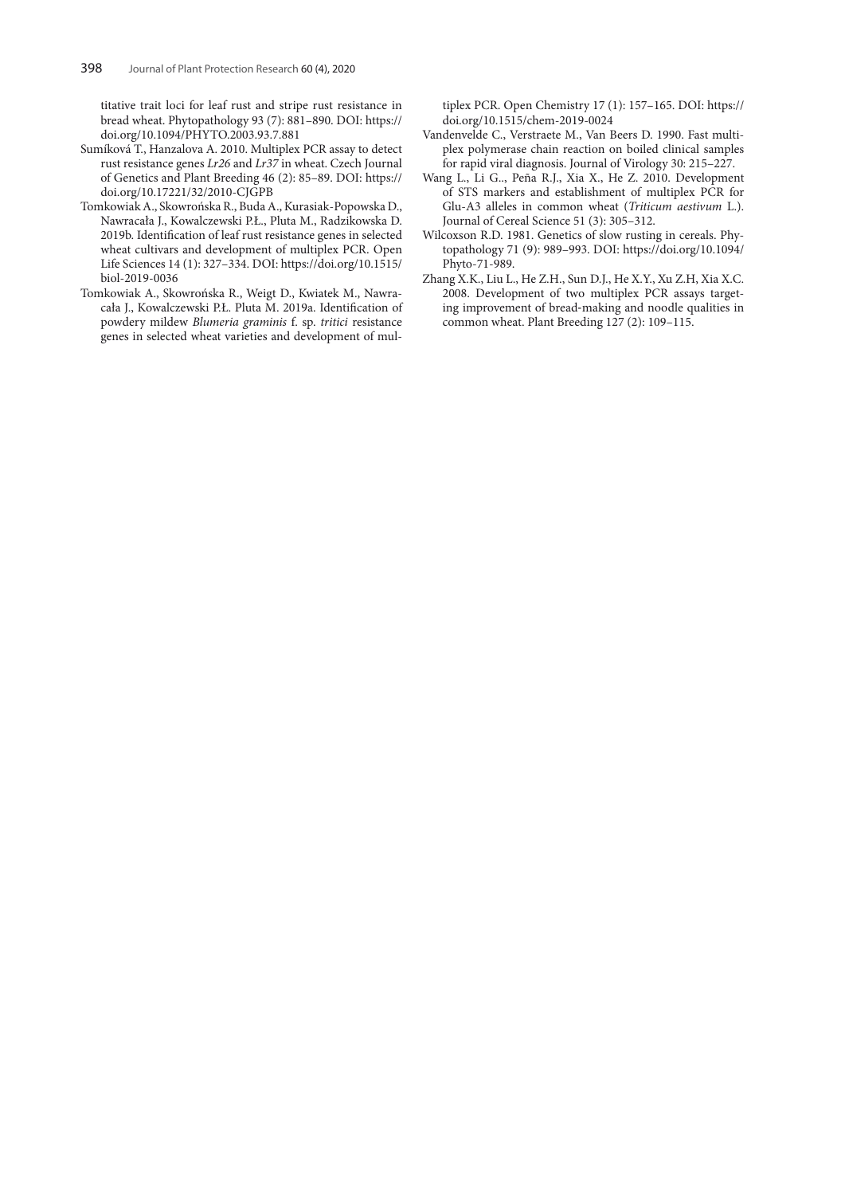titative trait loci for leaf rust and stripe rust resistance in bread wheat. Phytopathology 93 (7): 881–890. DOI: https://doi.org/10.1094/PHYTO.2003.93.7.881

Sumíková T., Hanzalova A. 2010. Multiplex PCR assay to detect rust resistance genes *Lr26* and *Lr37* in wheat. Czech Journal of Genetics and Plant Breeding 46 (2): 85–89. DOI: https://doi.org/10.17221/32/2010-CJGPB

Tomkowiak A., Skowrońska R., Buda A., Kurasiak-Popowska D., Nawracała J., Kowalczewski P.Ł., Pluta M., Radzikowska D. 2019b. Identification of leaf rust resistance genes in selected wheat cultivars and development of multiplex PCR. Open Life Sciences 14 (1): 327–334. DOI: https://doi.org/10.1515/biol-2019-0036

Tomkowiak A., Skowrońska R., Weigt D., Kwiatek M., Nawracała J., Kowalczewski P.Ł. Pluta M. 2019a. Identification of powdery mildew *Blumeria graminis* f. sp. *tritici* resistance genes in selected wheat varieties and development of multiplex PCR. Open Chemistry 17 (1): 157–165. DOI: https://doi.org/10.1515/chem-2019-0024

Vandenvelde C., Verstraete M., Van Beers D. 1990. Fast multiplex polymerase chain reaction on boiled clinical samples for rapid viral diagnosis. Journal of Virology 30: 215–227.

Wang L., Li G.., Peña R.J., Xia X., He Z. 2010. Development of STS markers and establishment of multiplex PCR for Glu-A3 alleles in common wheat (*Triticum aestivum* L.). Journal of Cereal Science 51 (3): 305–312.

Wilcoxson R.D. 1981. Genetics of slow rusting in cereals. Phytopathology 71 (9): 989–993. DOI: https://doi.org/10.1094/Phyto-71-989.

Zhang X.K., Liu L., He Z.H., Sun D.J., He X.Y., Xu Z.H, Xia X.C. 2008. Development of two multiplex PCR assays targeting improvement of bread-making and noodle qualities in common wheat. Plant Breeding 127 (2): 109–115.